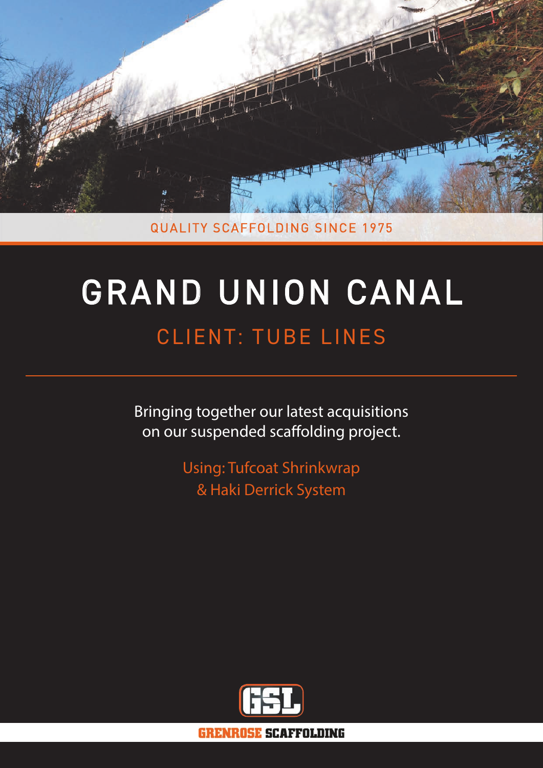QUALITY SCAFFOLDING SINCE 1975

# GRAND UNION CANAL

## CLIENT: TUBE LINES

Bringing together our latest acquisitions on our suspended scaffolding project.

Using: Tufcoat Shrinkwrap & Haki Derrick System

GSL

GRENROSE SCAFFOLDING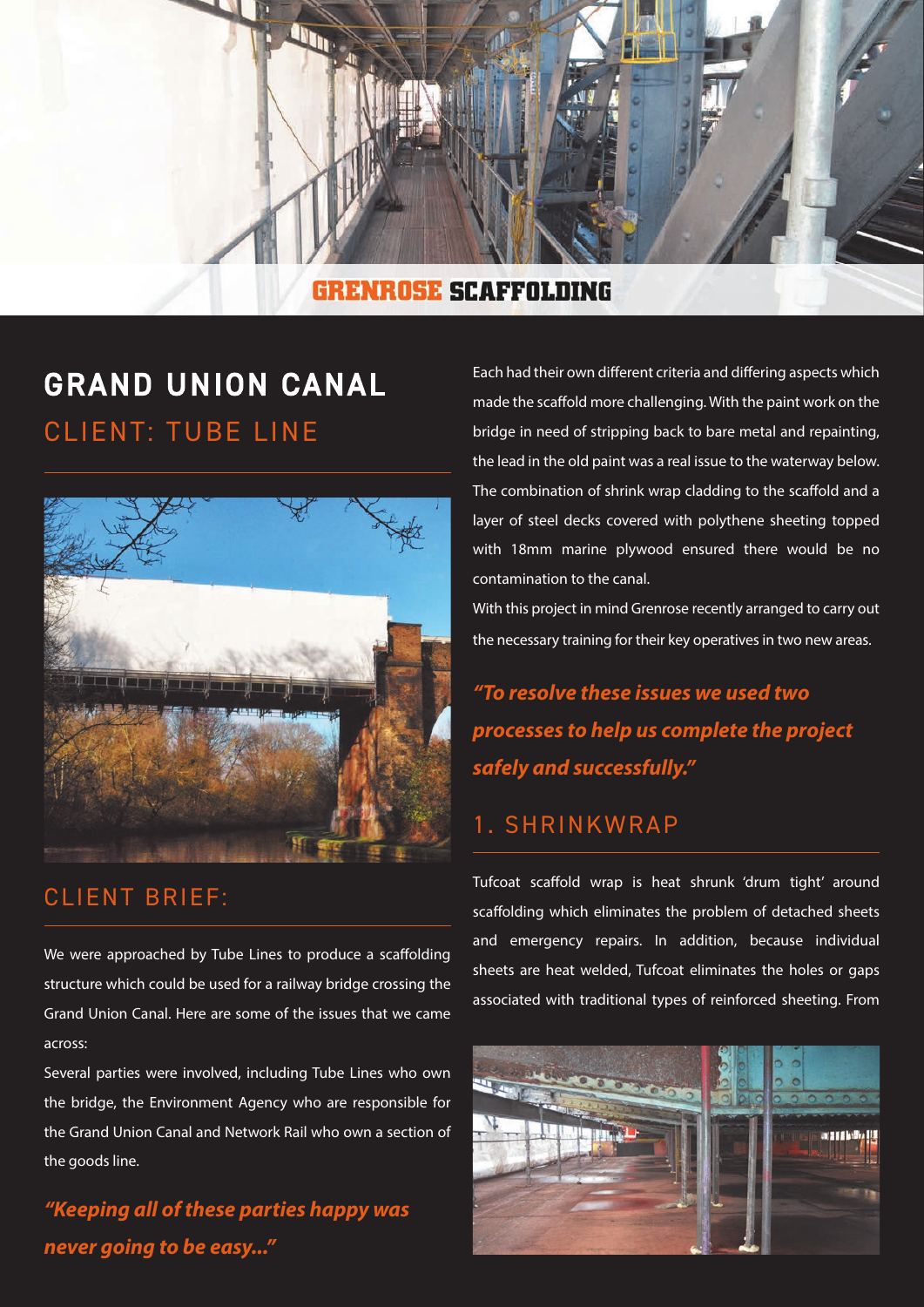GRENROSE SCAFFOLDING

# GRAND UNION CANAL

## CLIENT: TUBE LINE

## CLIENT BRIEF:

We were approached by Tube Lines to produce a scaffolding structure which could be used for a railway bridge crossing the Grand Union Canal. Here are some of the issues that we came across:

Several parties were involved, including Tube Lines who own the bridge, the Environment Agency who are responsible for the Grand Union Canal and Network Rail who own a section of the goods line.

***"Keeping all of these parties happy was never going to be easy..."***

Each had their own different criteria and differing aspects which made the scaffold more challenging. With the paint work on the bridge in need of stripping back to bare metal and repainting, the lead in the old paint was a real issue to the waterway below. The combination of shrink wrap cladding to the scaffold and a layer of steel decks covered with polythene sheeting topped with 18mm marine plywood ensured there would be no contamination to the canal.

With this project in mind Grenrose recently arranged to carry out the necessary training for their key operatives in two new areas.

***"To resolve these issues we used two processes to help us complete the project safely and successfully."***

## 1. SHRINKWRAP

Tufcoat scaffold wrap is heat shrunk 'drum tight' around scaffolding which eliminates the problem of detached sheets and emergency repairs. In addition, because individual sheets are heat welded, Tufcoat eliminates the holes or gaps associated with traditional types of reinforced sheeting. From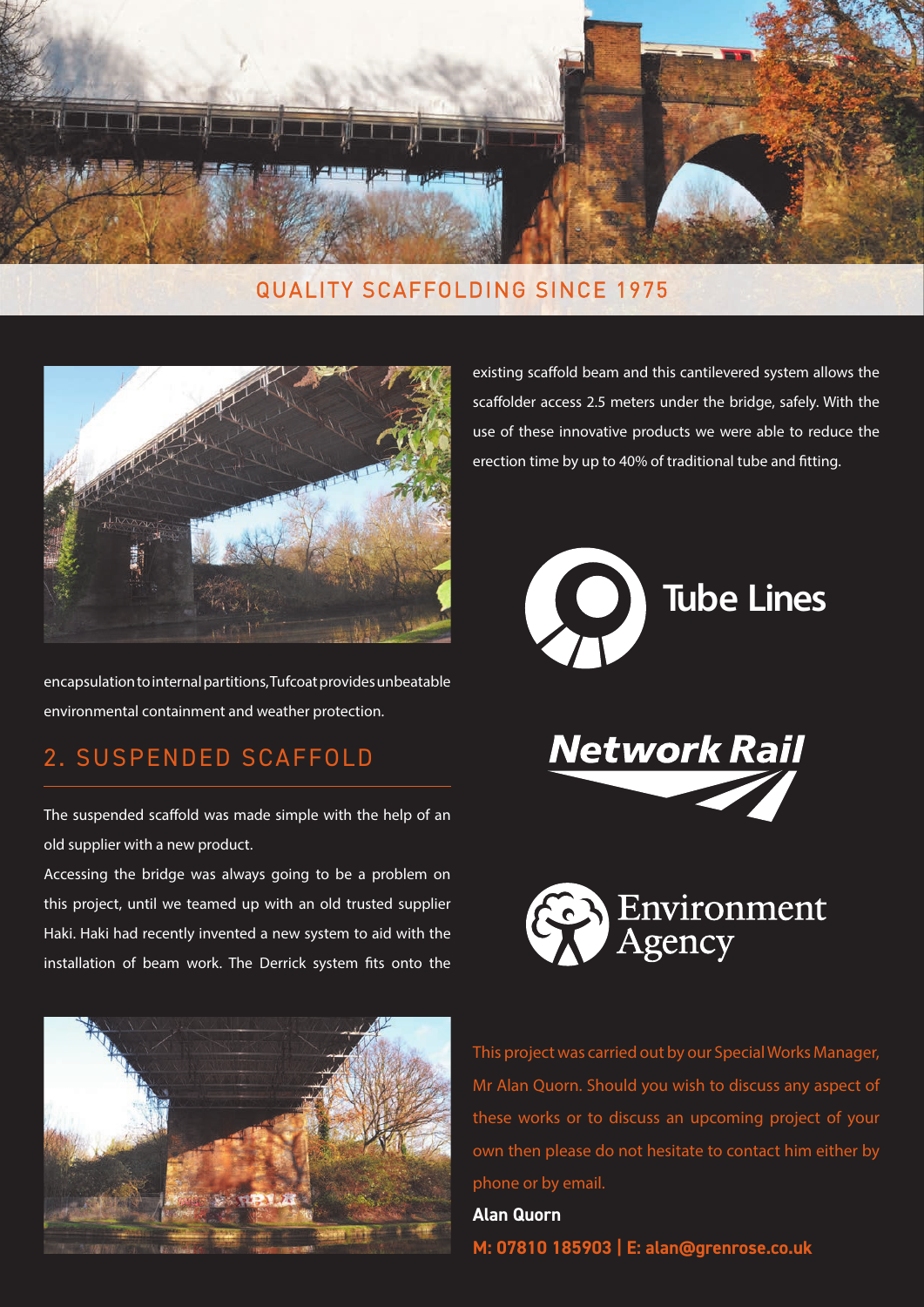QUALITY SCAFFOLDING SINCE 1975

encapsulation to internal partitions, Tufcoat provides unbeatable environmental containment and weather protection.

## 2. SUSPENDED SCAFFOLD

The suspended scaffold was made simple with the help of an old supplier with a new product.

Accessing the bridge was always going to be a problem on this project, until we teamed up with an old trusted supplier Haki. Haki had recently invented a new system to aid with the installation of beam work. The Derrick system fits onto the existing scaffold beam and this cantilevered system allows the scaffolder access 2.5 meters under the bridge, safely. With the use of these innovative products we were able to reduce the erection time by up to 40% of traditional tube and fitting.

Tube Lines

Network Rail

Environment Agency

This project was carried out by our Special Works Manager, Mr Alan Quorn. Should you wish to discuss any aspect of these works or to discuss an upcoming project of your own then please do not hesitate to contact him either by phone or by email.

**Alan Quorn**

**M: 07810 185903 | E: alan@grenrose.co.uk**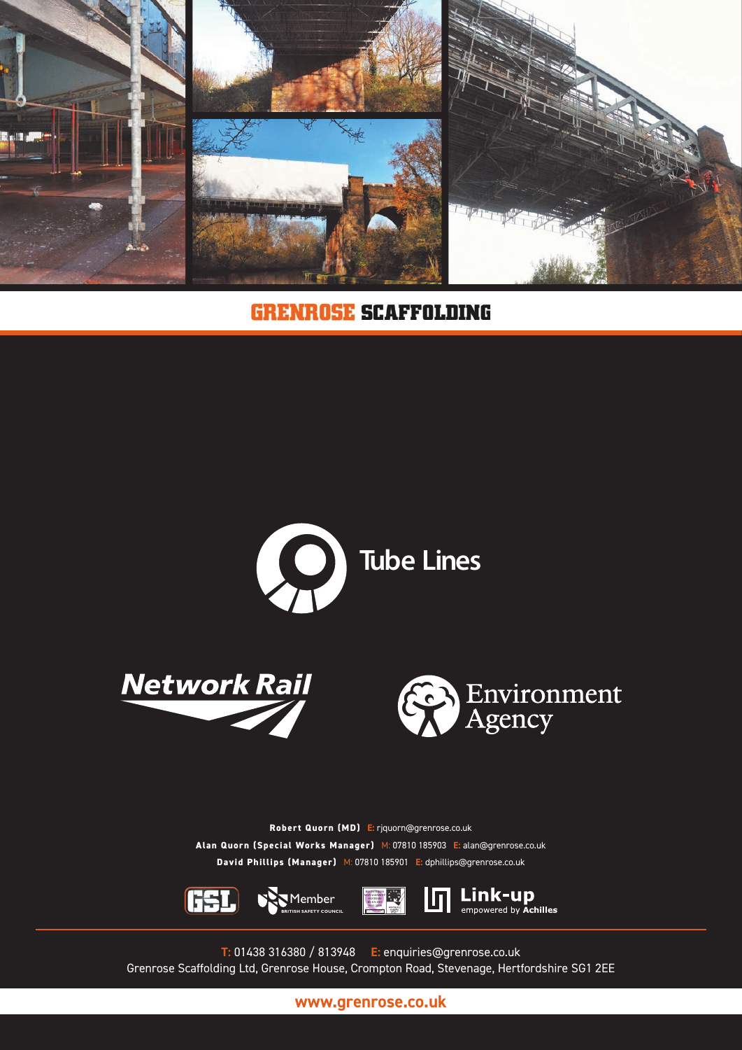# GRENROSE SCAFFOLDING

Tube Lines

Network Rail

Environment Agency

**Robert Quorn (MD)** E: rjquorn@grenrose.co.uk

**Alan Quorn (Special Works Manager)** M: 07810 185903 E: alan@grenrose.co.uk

**David Phillips (Manager)** M: 07810 185901 E: dphillips@grenrose.co.uk

GSL Member BRITISH SAFETY COUNCIL Link-up empowered by Achilles

T: 01438 316380 / 813948 E: enquiries@grenrose.co.uk

Grenrose Scaffolding Ltd, Grenrose House, Crompton Road, Stevenage, Hertfordshire SG1 2EE

**www.grenrose.co.uk**